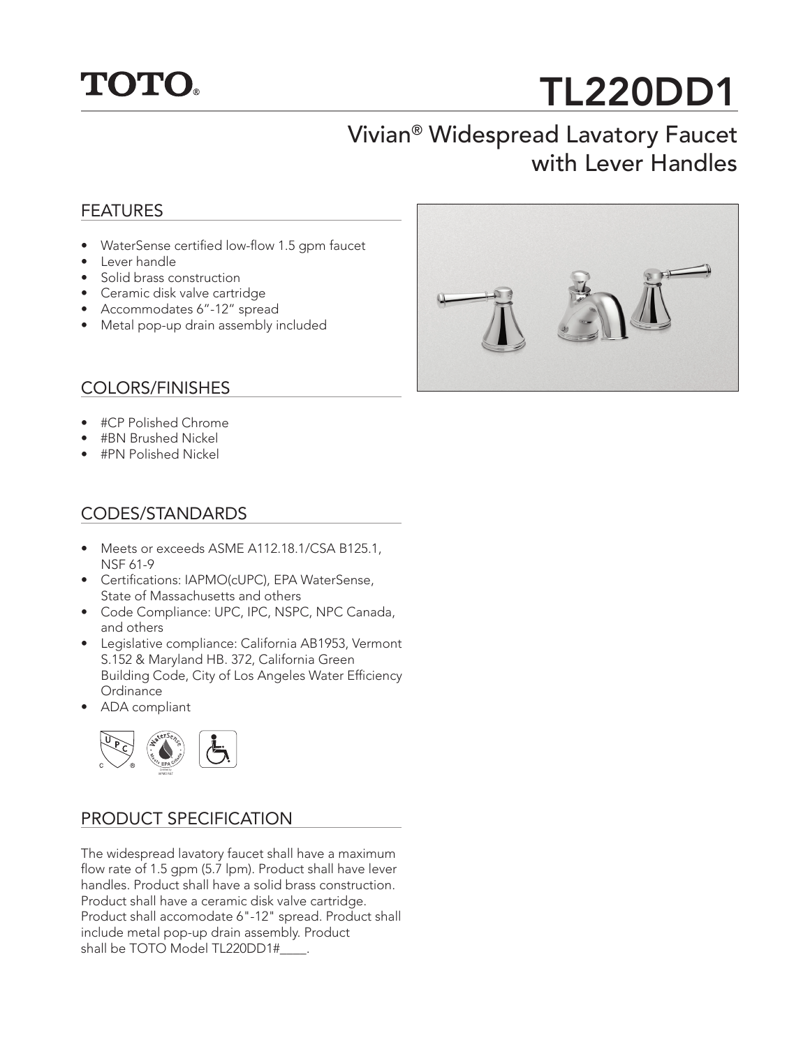# TOTO®

# TL220DD1

## Vivian® Widespread Lavatory Faucet with Lever Handles

## FEATURES

- WaterSense certified low-flow 1.5 gpm faucet
- Lever handle
- Solid brass construction
- Ceramic disk valve cartridge
- Accommodates 6"-12" spread
- Metal pop-up drain assembly included

## COLORS/FINISHES

- #CP Polished Chrome
- #BN Brushed Nickel
- #PN Polished Nickel

## CODES/STANDARDS

- Meets or exceeds ASME A112.18.1/CSA B125.1, NSF 61-9
- Certifications: IAPMO(cUPC), EPA WaterSense, State of Massachusetts and others
- Code Compliance: UPC, IPC, NSPC, NPC Canada, and others
- Legislative compliance: California AB1953, Vermont S.152 & Maryland HB. 372, California Green Building Code, City of Los Angeles Water Efficiency Ordinance
- ADA compliant

## PRODUCT SPECIFICATION

The widespread lavatory faucet shall have a maximum flow rate of 1.5 gpm (5.7 lpm). Product shall have lever handles. Product shall have a solid brass construction. Product shall have a ceramic disk valve cartridge. Product shall accomodate 6"-12" spread. Product shall include metal pop-up drain assembly. Product shall be TOTO Model TL220DD1#____.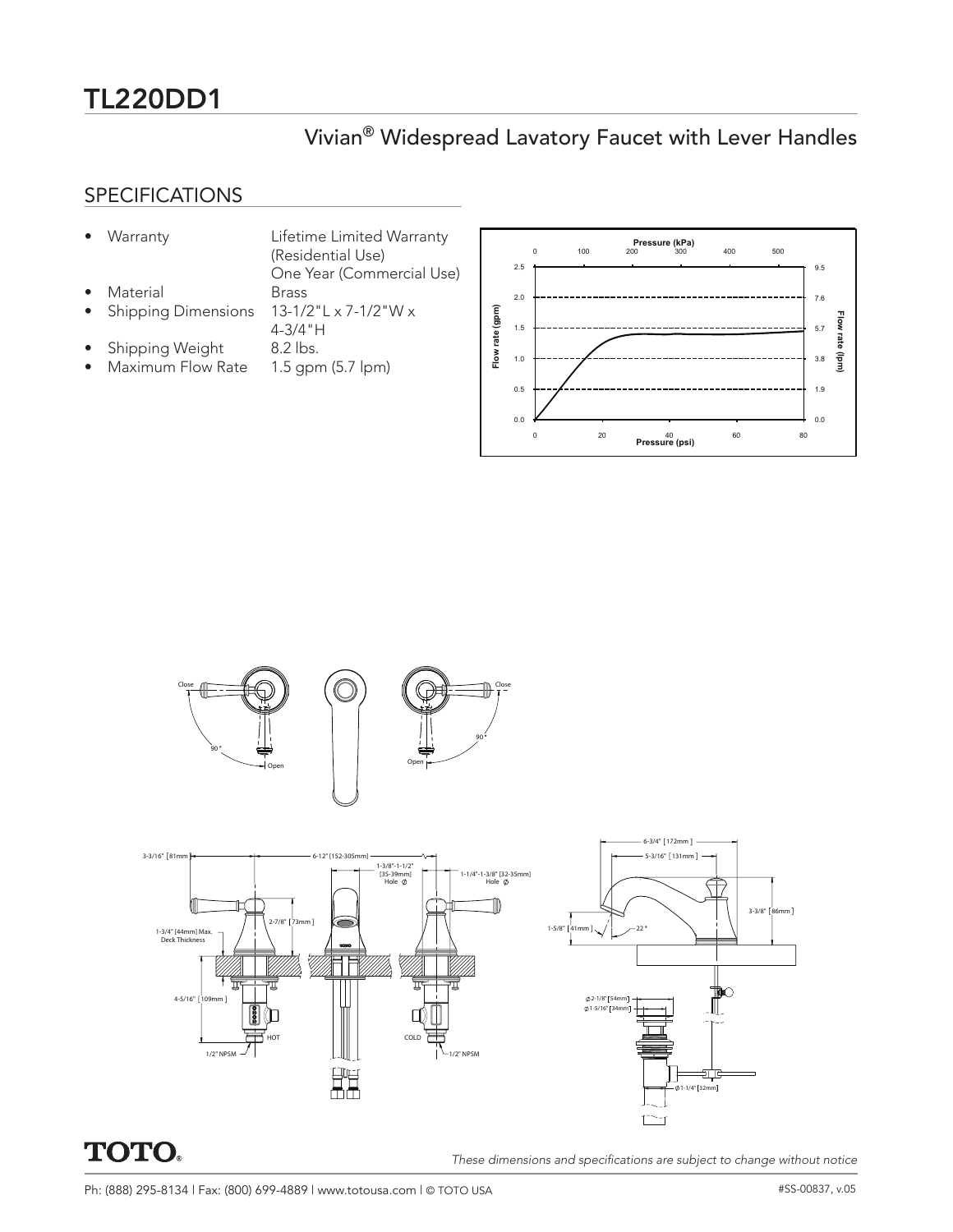# TL220DD1

## Vivian® Widespread Lavatory Faucet with Lever Handles

### SPECIFICATIONS

- Warranty: Lifetime Limited Warranty (Residential Use), One Year (Commercial Use)
- Material: Brass
- Shipping Dimensions: 13-1/2"L x 7-1/2"W x 4-3/4"H
- Shipping Weight: 8.2 lbs.
- Maximum Flow Rate: 1.5 gpm (5.7 lpm)

Pressure (kPa)
0 100 200 300 400 500
Flow rate (gpm)
2.5 2.0 1.5 1.0 0.5 0.0
Flow rate (lpm)
9.5 7.6 5.7 3.8 1.9 0.0
Pressure (psi)
0 20 40 60 80

Close
90°
Open
Close
90°
Open

3-3/16" [81mm]
6-12" [152-305mm]
1-3/8"-1-1/2" [35-39mm] Hole Ø
1-1/4"-1-3/8" [32-35mm] Hole Ø
2-7/8" [73mm]
1-3/4" [44mm] Max. Deck Thickness
4-5/16" [109mm]
HOT
COLD
1/2" NPSM
1/2" NPSM

6-3/4" [172mm]
5-3/16" [131mm]
3-3/8" [86mm]
1-5/8" [41mm]
22°
Ø2-1/8" [54mm]
Ø1-5/16" [34mm]
Ø1-1/4" [32mm]

*These dimensions and specifications are subject to change without notice*

Ph: (888) 295-8134 | Fax: (800) 699-4889 | www.totousa.com | © TOTO USA

#SS-00837, v.05